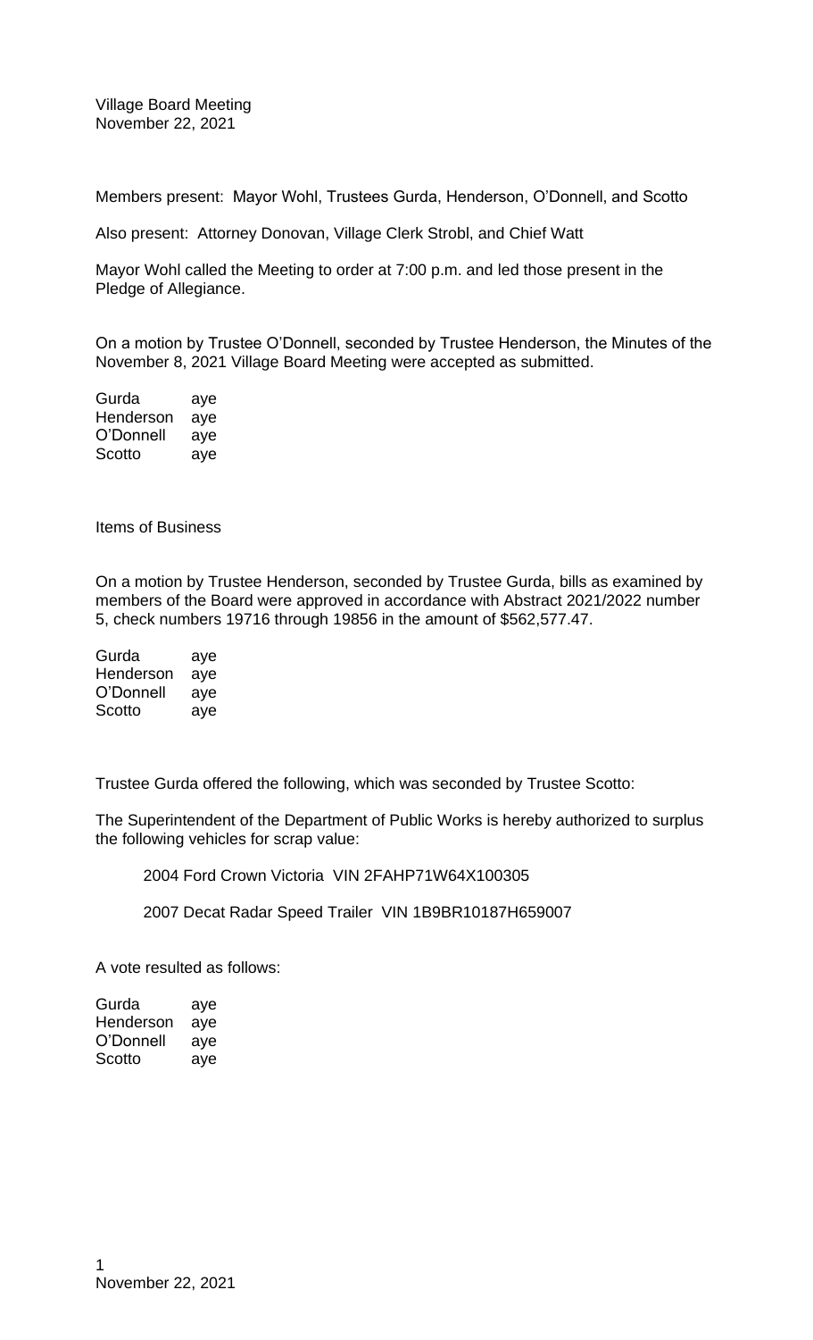Village Board Meeting
November 22, 2021

Members present: Mayor Wohl, Trustees Gurda, Henderson, O'Donnell, and Scotto

Also present: Attorney Donovan, Village Clerk Strobl, and Chief Watt

Mayor Wohl called the Meeting to order at 7:00 p.m. and led those present in the Pledge of Allegiance.

On a motion by Trustee O'Donnell, seconded by Trustee Henderson, the Minutes of the November 8, 2021 Village Board Meeting were accepted as submitted.

| | |
|---|---|
| Gurda | aye |
| Henderson | aye |
| O'Donnell | aye |
| Scotto | aye |

Items of Business

On a motion by Trustee Henderson, seconded by Trustee Gurda, bills as examined by members of the Board were approved in accordance with Abstract 2021/2022 number 5, check numbers 19716 through 19856 in the amount of $562,577.47.

| | |
|---|---|
| Gurda | aye |
| Henderson | aye |
| O'Donnell | aye |
| Scotto | aye |

Trustee Gurda offered the following, which was seconded by Trustee Scotto:

The Superintendent of the Department of Public Works is hereby authorized to surplus the following vehicles for scrap value:

2004 Ford Crown Victoria VIN 2FAHP71W64X100305

2007 Decat Radar Speed Trailer VIN 1B9BR10187H659007

A vote resulted as follows:

| | |
|---|---|
| Gurda | aye |
| Henderson | aye |
| O'Donnell | aye |
| Scotto | aye |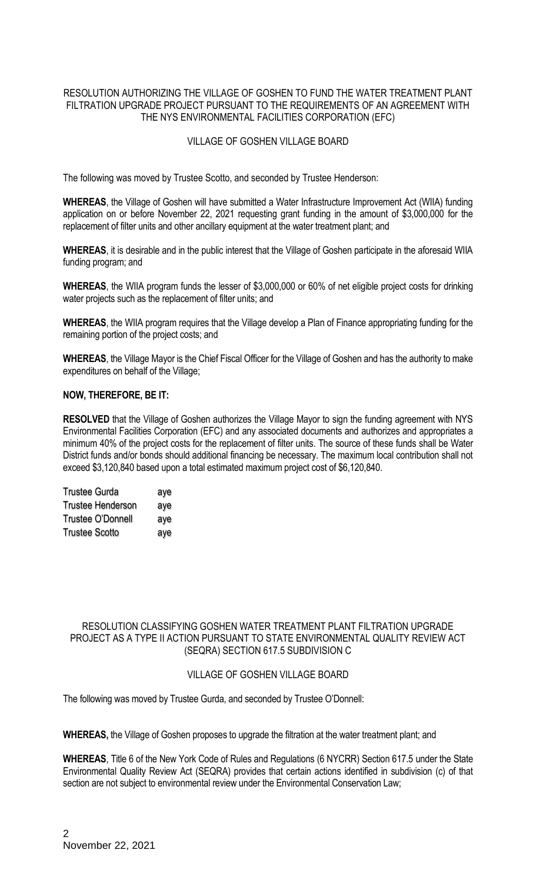RESOLUTION AUTHORIZING THE VILLAGE OF GOSHEN TO FUND THE WATER TREATMENT PLANT FILTRATION UPGRADE PROJECT PURSUANT TO THE REQUIREMENTS OF AN AGREEMENT WITH THE NYS ENVIRONMENTAL FACILITIES CORPORATION (EFC)

VILLAGE OF GOSHEN VILLAGE BOARD

The following was moved by Trustee Scotto, and seconded by Trustee Henderson:

**WHEREAS**, the Village of Goshen will have submitted a Water Infrastructure Improvement Act (WIIA) funding application on or before November 22, 2021 requesting grant funding in the amount of $3,000,000 for the replacement of filter units and other ancillary equipment at the water treatment plant; and

**WHEREAS**, it is desirable and in the public interest that the Village of Goshen participate in the aforesaid WIIA funding program; and

**WHEREAS**, the WIIA program funds the lesser of $3,000,000 or 60% of net eligible project costs for drinking water projects such as the replacement of filter units; and

**WHEREAS**, the WIIA program requires that the Village develop a Plan of Finance appropriating funding for the remaining portion of the project costs; and

**WHEREAS**, the Village Mayor is the Chief Fiscal Officer for the Village of Goshen and has the authority to make expenditures on behalf of the Village;

**NOW, THEREFORE, BE IT:**

**RESOLVED** that the Village of Goshen authorizes the Village Mayor to sign the funding agreement with NYS Environmental Facilities Corporation (EFC) and any associated documents and authorizes and appropriates a minimum 40% of the project costs for the replacement of filter units. The source of these funds shall be Water District funds and/or bonds should additional financing be necessary. The maximum local contribution shall not exceed $3,120,840 based upon a total estimated maximum project cost of $6,120,840.

| | |
|---|---|
| Trustee Gurda | aye |
| Trustee Henderson | aye |
| Trustee O'Donnell | aye |
| Trustee Scotto | aye |

RESOLUTION CLASSIFYING GOSHEN WATER TREATMENT PLANT FILTRATION UPGRADE PROJECT AS A TYPE II ACTION PURSUANT TO STATE ENVIRONMENTAL QUALITY REVIEW ACT (SEQRA) SECTION 617.5 SUBDIVISION C

VILLAGE OF GOSHEN VILLAGE BOARD

The following was moved by Trustee Gurda, and seconded by Trustee O'Donnell:

**WHEREAS,** the Village of Goshen proposes to upgrade the filtration at the water treatment plant; and

**WHEREAS**, Title 6 of the New York Code of Rules and Regulations (6 NYCRR) Section 617.5 under the State Environmental Quality Review Act (SEQRA) provides that certain actions identified in subdivision (c) of that section are not subject to environmental review under the Environmental Conservation Law;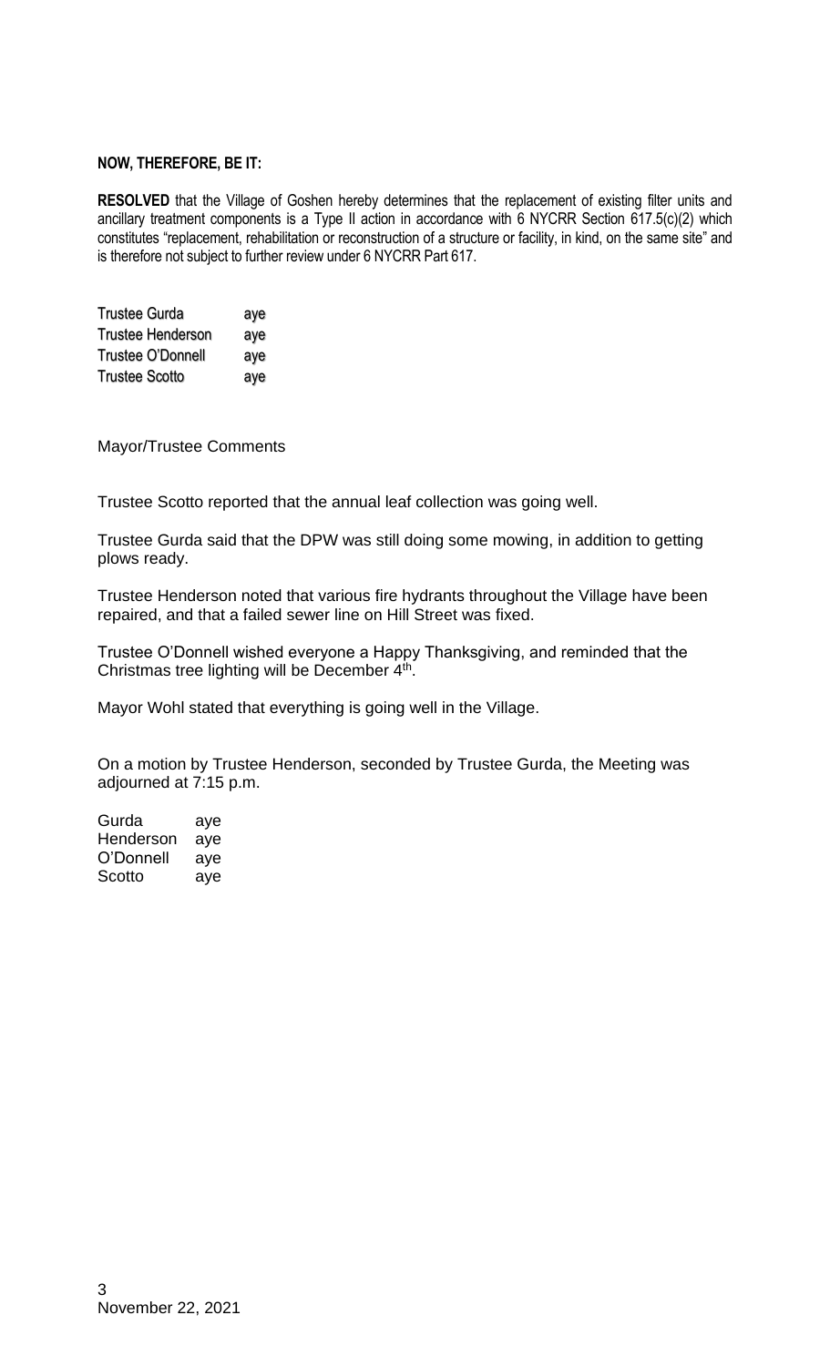**NOW, THEREFORE, BE IT:**

**RESOLVED** that the Village of Goshen hereby determines that the replacement of existing filter units and ancillary treatment components is a Type II action in accordance with 6 NYCRR Section 617.5(c)(2) which constitutes "replacement, rehabilitation or reconstruction of a structure or facility, in kind, on the same site" and is therefore not subject to further review under 6 NYCRR Part 617.

| | |
|---|---|
| Trustee Gurda | aye |
| Trustee Henderson | aye |
| Trustee O'Donnell | aye |
| Trustee Scotto | aye |

Mayor/Trustee Comments

Trustee Scotto reported that the annual leaf collection was going well.

Trustee Gurda said that the DPW was still doing some mowing, in addition to getting plows ready.

Trustee Henderson noted that various fire hydrants throughout the Village have been repaired, and that a failed sewer line on Hill Street was fixed.

Trustee O'Donnell wished everyone a Happy Thanksgiving, and reminded that the Christmas tree lighting will be December 4th.

Mayor Wohl stated that everything is going well in the Village.

On a motion by Trustee Henderson, seconded by Trustee Gurda, the Meeting was adjourned at 7:15 p.m.

| | |
|---|---|
| Gurda | aye |
| Henderson | aye |
| O'Donnell | aye |
| Scotto | aye |

November 22, 2021